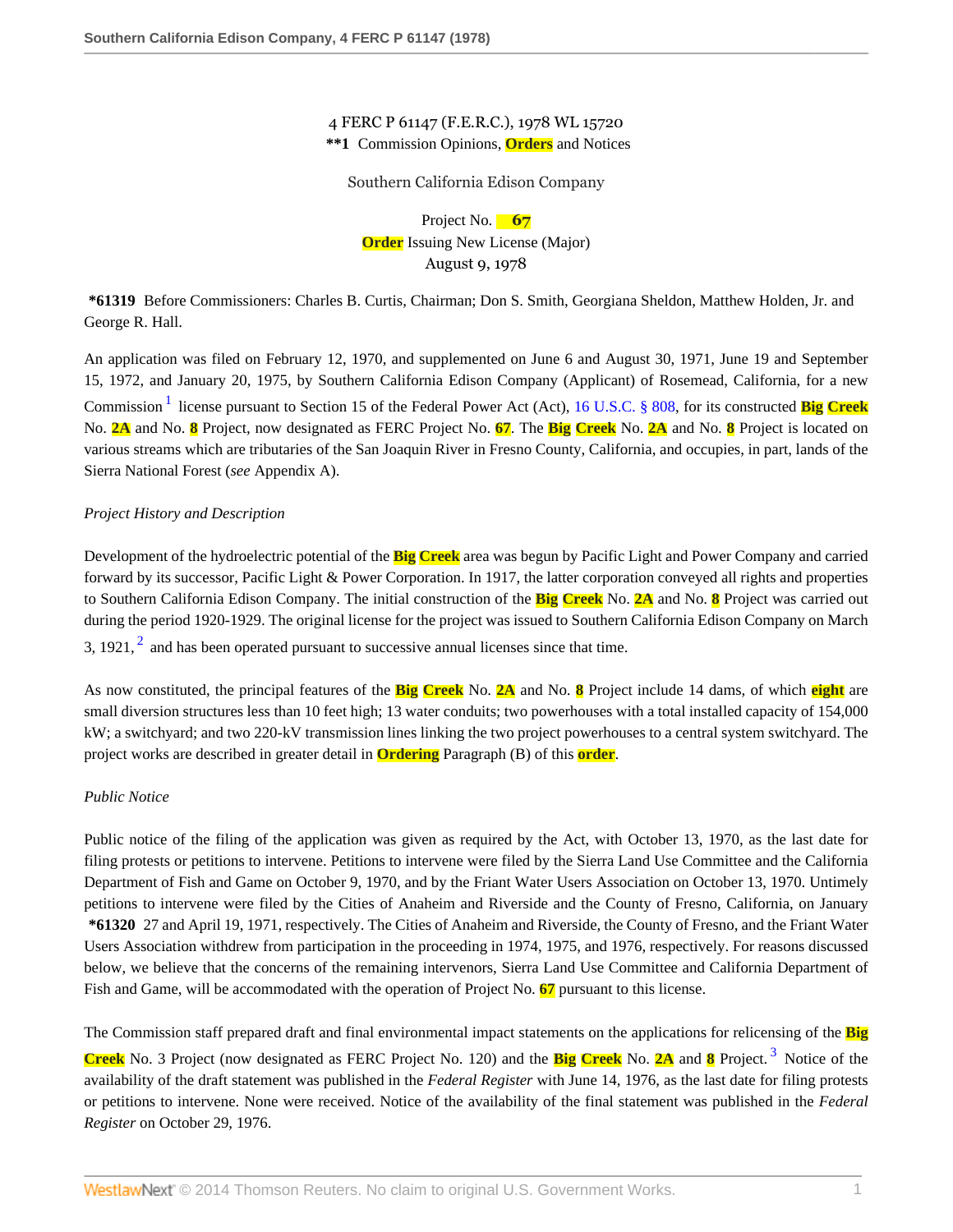4 FERC P 61147 (F.E.R.C.), 1978 WL 15720
**1 Commission Opinions, Orders and Notices

Southern California Edison Company

Project No. 67
Order Issuing New License (Major)
August 9, 1978

*61319 Before Commissioners: Charles B. Curtis, Chairman; Don S. Smith, Georgiana Sheldon, Matthew Holden, Jr. and George R. Hall.

An application was filed on February 12, 1970, and supplemented on June 6 and August 30, 1971, June 19 and September 15, 1972, and January 20, 1975, by Southern California Edison Company (Applicant) of Rosemead, California, for a new Commission [1] license pursuant to Section 15 of the Federal Power Act (Act), 16 U.S.C. § 808, for its constructed Big Creek No. 2A and No. 8 Project, now designated as FERC Project No. 67. The Big Creek No. 2A and No. 8 Project is located on various streams which are tributaries of the San Joaquin River in Fresno County, California, and occupies, in part, lands of the Sierra National Forest (*see* Appendix A).

*Project History and Description*

Development of the hydroelectric potential of the Big Creek area was begun by Pacific Light and Power Company and carried forward by its successor, Pacific Light & Power Corporation. In 1917, the latter corporation conveyed all rights and properties to Southern California Edison Company. The initial construction of the Big Creek No. 2A and No. 8 Project was carried out during the period 1920-1929. The original license for the project was issued to Southern California Edison Company on March 3, 1921, [2] and has been operated pursuant to successive annual licenses since that time.

As now constituted, the principal features of the Big Creek No. 2A and No. 8 Project include 14 dams, of which eight are small diversion structures less than 10 feet high; 13 water conduits; two powerhouses with a total installed capacity of 154,000 kW; a switchyard; and two 220-kV transmission lines linking the two project powerhouses to a central system switchyard. The project works are described in greater detail in Ordering Paragraph (B) of this order.

*Public Notice*

Public notice of the filing of the application was given as required by the Act, with October 13, 1970, as the last date for filing protests or petitions to intervene. Petitions to intervene were filed by the Sierra Land Use Committee and the California Department of Fish and Game on October 9, 1970, and by the Friant Water Users Association on October 13, 1970. Untimely petitions to intervene were filed by the Cities of Anaheim and Riverside and the County of Fresno, California, on January *61320 27 and April 19, 1971, respectively. The Cities of Anaheim and Riverside, the County of Fresno, and the Friant Water Users Association withdrew from participation in the proceeding in 1974, 1975, and 1976, respectively. For reasons discussed below, we believe that the concerns of the remaining intervenors, Sierra Land Use Committee and California Department of Fish and Game, will be accommodated with the operation of Project No. 67 pursuant to this license.

The Commission staff prepared draft and final environmental impact statements on the applications for relicensing of the Big Creek No. 3 Project (now designated as FERC Project No. 120) and the Big Creek No. 2A and 8 Project. [3] Notice of the availability of the draft statement was published in the *Federal Register* with June 14, 1976, as the last date for filing protests or petitions to intervene. None were received. Notice of the availability of the final statement was published in the *Federal Register* on October 29, 1976.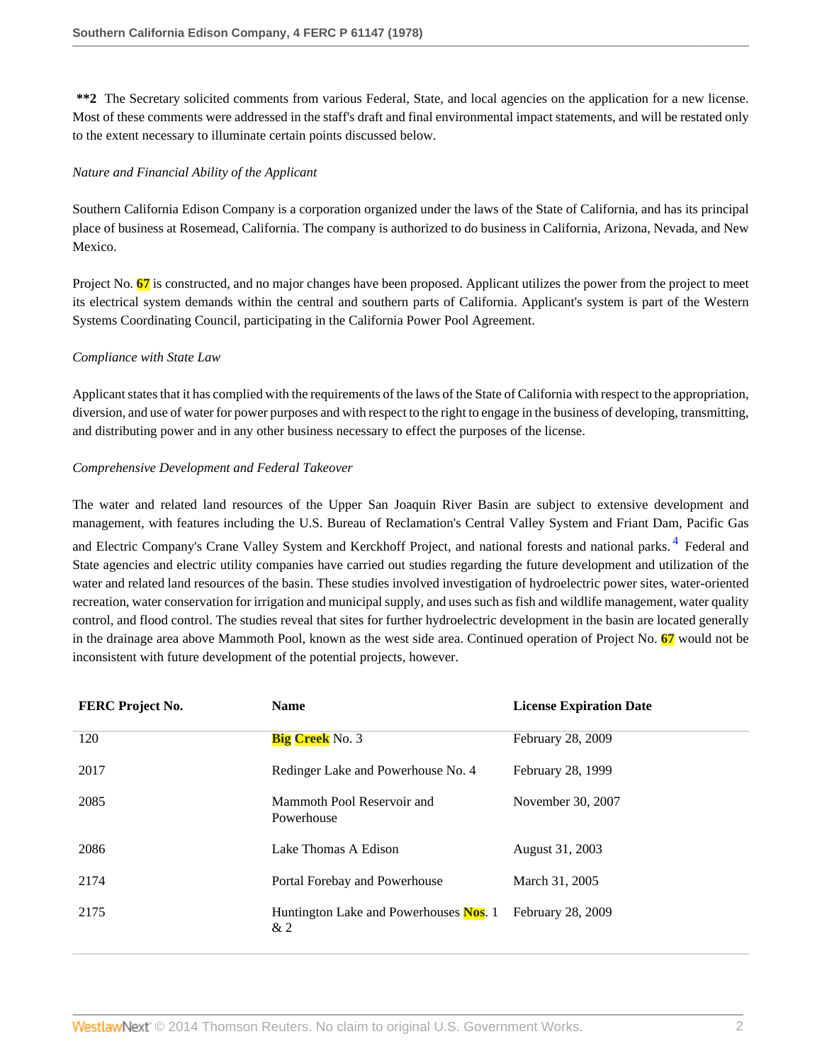**\*\*2** The Secretary solicited comments from various Federal, State, and local agencies on the application for a new license. Most of these comments were addressed in the staff's draft and final environmental impact statements, and will be restated only to the extent necessary to illuminate certain points discussed below.

*Nature and Financial Ability of the Applicant*

Southern California Edison Company is a corporation organized under the laws of the State of California, and has its principal place of business at Rosemead, California. The company is authorized to do business in California, Arizona, Nevada, and New Mexico.

Project No. 67 is constructed, and no major changes have been proposed. Applicant utilizes the power from the project to meet its electrical system demands within the central and southern parts of California. Applicant's system is part of the Western Systems Coordinating Council, participating in the California Power Pool Agreement.

*Compliance with State Law*

Applicant states that it has complied with the requirements of the laws of the State of California with respect to the appropriation, diversion, and use of water for power purposes and with respect to the right to engage in the business of developing, transmitting, and distributing power and in any other business necessary to effect the purposes of the license.

*Comprehensive Development and Federal Takeover*

The water and related land resources of the Upper San Joaquin River Basin are subject to extensive development and management, with features including the U.S. Bureau of Reclamation's Central Valley System and Friant Dam, Pacific Gas and Electric Company's Crane Valley System and Kerckhoff Project, and national forests and national parks.[4] Federal and State agencies and electric utility companies have carried out studies regarding the future development and utilization of the water and related land resources of the basin. These studies involved investigation of hydroelectric power sites, water-oriented recreation, water conservation for irrigation and municipal supply, and uses such as fish and wildlife management, water quality control, and flood control. The studies reveal that sites for further hydroelectric development in the basin are located generally in the drainage area above Mammoth Pool, known as the west side area. Continued operation of Project No. 67 would not be inconsistent with future development of the potential projects, however.

| FERC Project No. | Name | License Expiration Date |
|---|---|---|
| 120 | Big Creek No. 3 | February 28, 2009 |
| 2017 | Redinger Lake and Powerhouse No. 4 | February 28, 1999 |
| 2085 | Mammoth Pool Reservoir and Powerhouse | November 30, 2007 |
| 2086 | Lake Thomas A Edison | August 31, 2003 |
| 2174 | Portal Forebay and Powerhouse | March 31, 2005 |
| 2175 | Huntington Lake and Powerhouses Nos. 1 & 2 | February 28, 2009 |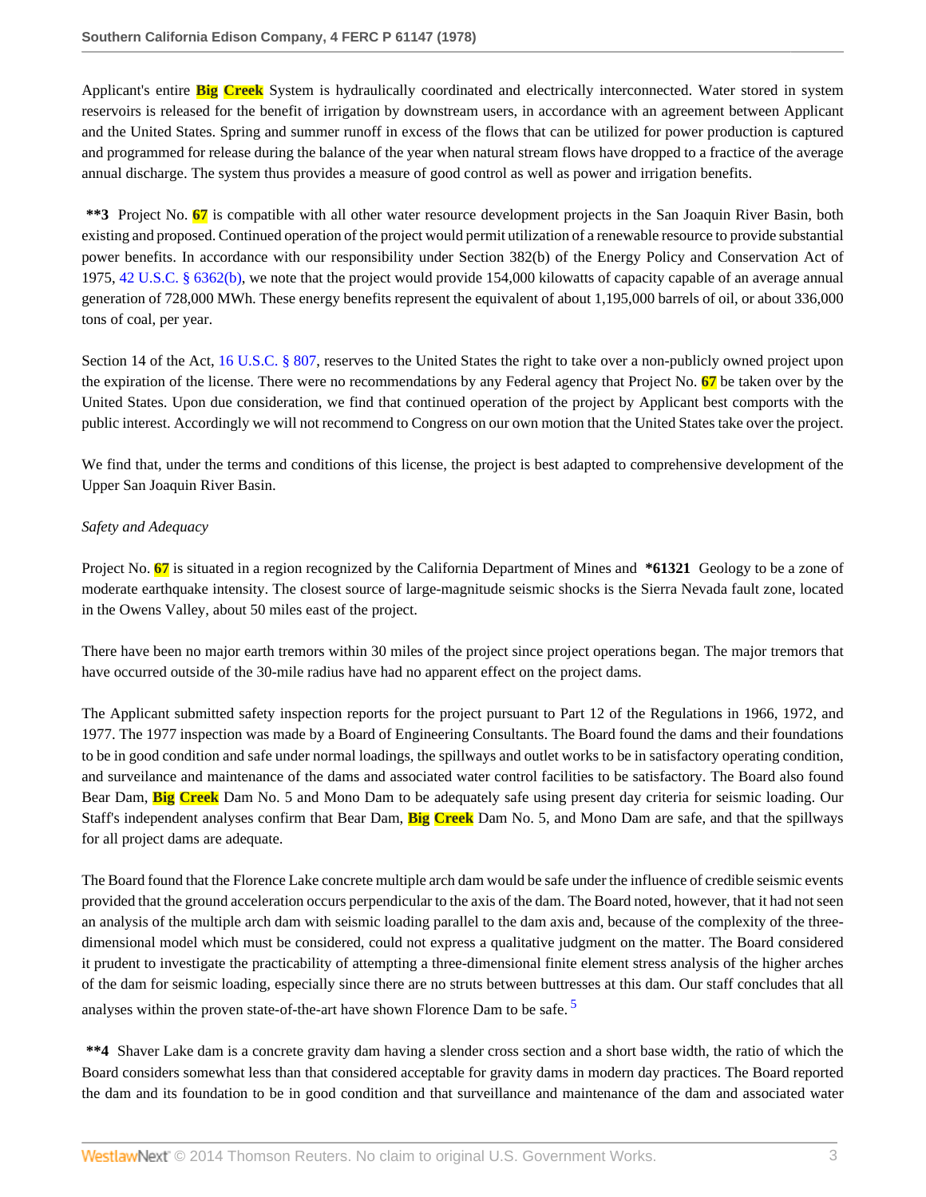Applicant's entire Big Creek System is hydraulically coordinated and electrically interconnected. Water stored in system reservoirs is released for the benefit of irrigation by downstream users, in accordance with an agreement between Applicant and the United States. Spring and summer runoff in excess of the flows that can be utilized for power production is captured and programmed for release during the balance of the year when natural stream flows have dropped to a fractice of the average annual discharge. The system thus provides a measure of good control as well as power and irrigation benefits.

**\*\*3** Project No. 67 is compatible with all other water resource development projects in the San Joaquin River Basin, both existing and proposed. Continued operation of the project would permit utilization of a renewable resource to provide substantial power benefits. In accordance with our responsibility under Section 382(b) of the Energy Policy and Conservation Act of 1975, 42 U.S.C. § 6362(b), we note that the project would provide 154,000 kilowatts of capacity capable of an average annual generation of 728,000 MWh. These energy benefits represent the equivalent of about 1,195,000 barrels of oil, or about 336,000 tons of coal, per year.

Section 14 of the Act, 16 U.S.C. § 807, reserves to the United States the right to take over a non-publicly owned project upon the expiration of the license. There were no recommendations by any Federal agency that Project No. 67 be taken over by the United States. Upon due consideration, we find that continued operation of the project by Applicant best comports with the public interest. Accordingly we will not recommend to Congress on our own motion that the United States take over the project.

We find that, under the terms and conditions of this license, the project is best adapted to comprehensive development of the Upper San Joaquin River Basin.

*Safety and Adequacy*

Project No. 67 is situated in a region recognized by the California Department of Mines and **\*61321** Geology to be a zone of moderate earthquake intensity. The closest source of large-magnitude seismic shocks is the Sierra Nevada fault zone, located in the Owens Valley, about 50 miles east of the project.

There have been no major earth tremors within 30 miles of the project since project operations began. The major tremors that have occurred outside of the 30-mile radius have had no apparent effect on the project dams.

The Applicant submitted safety inspection reports for the project pursuant to Part 12 of the Regulations in 1966, 1972, and 1977. The 1977 inspection was made by a Board of Engineering Consultants. The Board found the dams and their foundations to be in good condition and safe under normal loadings, the spillways and outlet works to be in satisfactory operating condition, and surveilance and maintenance of the dams and associated water control facilities to be satisfactory. The Board also found Bear Dam, Big Creek Dam No. 5 and Mono Dam to be adequately safe using present day criteria for seismic loading. Our Staff's independent analyses confirm that Bear Dam, Big Creek Dam No. 5, and Mono Dam are safe, and that the spillways for all project dams are adequate.

The Board found that the Florence Lake concrete multiple arch dam would be safe under the influence of credible seismic events provided that the ground acceleration occurs perpendicular to the axis of the dam. The Board noted, however, that it had not seen an analysis of the multiple arch dam with seismic loading parallel to the dam axis and, because of the complexity of the three-dimensional model which must be considered, could not express a qualitative judgment on the matter. The Board considered it prudent to investigate the practicability of attempting a three-dimensional finite element stress analysis of the higher arches of the dam for seismic loading, especially since there are no struts between buttresses at this dam. Our staff concludes that all analyses within the proven state-of-the-art have shown Florence Dam to be safe. [5]

**\*\*4** Shaver Lake dam is a concrete gravity dam having a slender cross section and a short base width, the ratio of which the Board considers somewhat less than that considered acceptable for gravity dams in modern day practices. The Board reported the dam and its foundation to be in good condition and that surveillance and maintenance of the dam and associated water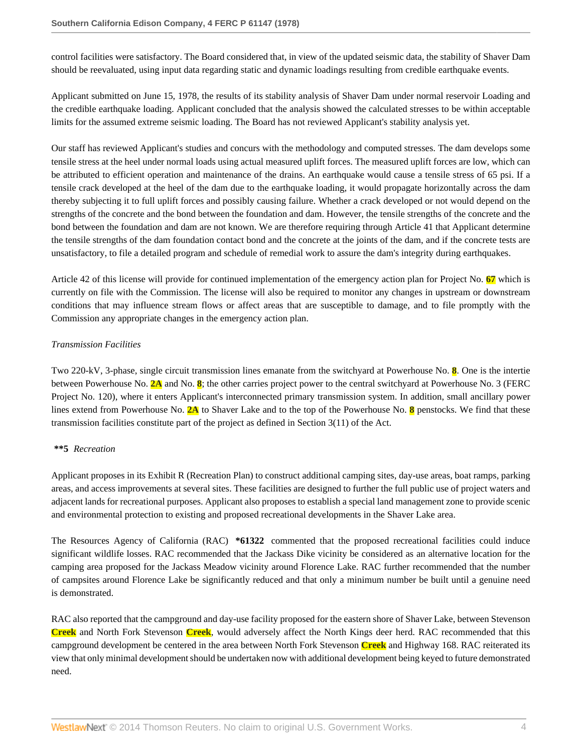control facilities were satisfactory. The Board considered that, in view of the updated seismic data, the stability of Shaver Dam should be reevaluated, using input data regarding static and dynamic loadings resulting from credible earthquake events.

Applicant submitted on June 15, 1978, the results of its stability analysis of Shaver Dam under normal reservoir Loading and the credible earthquake loading. Applicant concluded that the analysis showed the calculated stresses to be within acceptable limits for the assumed extreme seismic loading. The Board has not reviewed Applicant's stability analysis yet.

Our staff has reviewed Applicant's studies and concurs with the methodology and computed stresses. The dam develops some tensile stress at the heel under normal loads using actual measured uplift forces. The measured uplift forces are low, which can be attributed to efficient operation and maintenance of the drains. An earthquake would cause a tensile stress of 65 psi. If a tensile crack developed at the heel of the dam due to the earthquake loading, it would propagate horizontally across the dam thereby subjecting it to full uplift forces and possibly causing failure. Whether a crack developed or not would depend on the strengths of the concrete and the bond between the foundation and dam. However, the tensile strengths of the concrete and the bond between the foundation and dam are not known. We are therefore requiring through Article 41 that Applicant determine the tensile strengths of the dam foundation contact bond and the concrete at the joints of the dam, and if the concrete tests are unsatisfactory, to file a detailed program and schedule of remedial work to assure the dam's integrity during earthquakes.

Article 42 of this license will provide for continued implementation of the emergency action plan for Project No. 67 which is currently on file with the Commission. The license will also be required to monitor any changes in upstream or downstream conditions that may influence stream flows or affect areas that are susceptible to damage, and to file promptly with the Commission any appropriate changes in the emergency action plan.

*Transmission Facilities*

Two 220-kV, 3-phase, single circuit transmission lines emanate from the switchyard at Powerhouse No. 8. One is the intertie between Powerhouse No. 2A and No. 8; the other carries project power to the central switchyard at Powerhouse No. 3 (FERC Project No. 120), where it enters Applicant's interconnected primary transmission system. In addition, small ancillary power lines extend from Powerhouse No. 2A to Shaver Lake and to the top of the Powerhouse No. 8 penstocks. We find that these transmission facilities constitute part of the project as defined in Section 3(11) of the Act.

**\*\*5** *Recreation*

Applicant proposes in its Exhibit R (Recreation Plan) to construct additional camping sites, day-use areas, boat ramps, parking areas, and access improvements at several sites. These facilities are designed to further the full public use of project waters and adjacent lands for recreational purposes. Applicant also proposes to establish a special land management zone to provide scenic and environmental protection to existing and proposed recreational developments in the Shaver Lake area.

The Resources Agency of California (RAC) **\*61322** commented that the proposed recreational facilities could induce significant wildlife losses. RAC recommended that the Jackass Dike vicinity be considered as an alternative location for the camping area proposed for the Jackass Meadow vicinity around Florence Lake. RAC further recommended that the number of campsites around Florence Lake be significantly reduced and that only a minimum number be built until a genuine need is demonstrated.

RAC also reported that the campground and day-use facility proposed for the eastern shore of Shaver Lake, between Stevenson Creek and North Fork Stevenson Creek, would adversely affect the North Kings deer herd. RAC recommended that this campground development be centered in the area between North Fork Stevenson Creek and Highway 168. RAC reiterated its view that only minimal development should be undertaken now with additional development being keyed to future demonstrated need.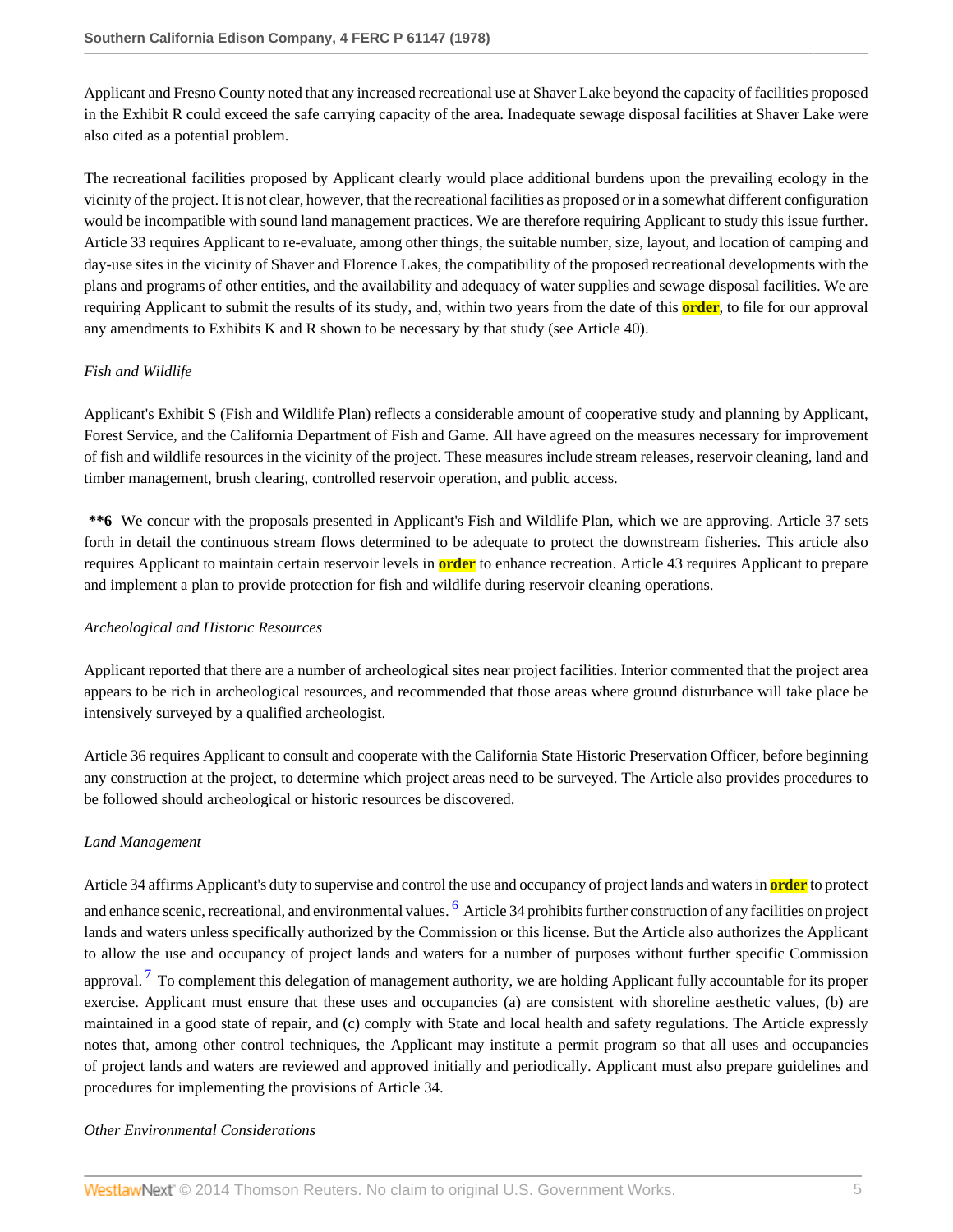Applicant and Fresno County noted that any increased recreational use at Shaver Lake beyond the capacity of facilities proposed in the Exhibit R could exceed the safe carrying capacity of the area. Inadequate sewage disposal facilities at Shaver Lake were also cited as a potential problem.

The recreational facilities proposed by Applicant clearly would place additional burdens upon the prevailing ecology in the vicinity of the project. It is not clear, however, that the recreational facilities as proposed or in a somewhat different configuration would be incompatible with sound land management practices. We are therefore requiring Applicant to study this issue further. Article 33 requires Applicant to re-evaluate, among other things, the suitable number, size, layout, and location of camping and day-use sites in the vicinity of Shaver and Florence Lakes, the compatibility of the proposed recreational developments with the plans and programs of other entities, and the availability and adequacy of water supplies and sewage disposal facilities. We are requiring Applicant to submit the results of its study, and, within two years from the date of this **order**, to file for our approval any amendments to Exhibits K and R shown to be necessary by that study (see Article 40).

*Fish and Wildlife*

Applicant's Exhibit S (Fish and Wildlife Plan) reflects a considerable amount of cooperative study and planning by Applicant, Forest Service, and the California Department of Fish and Game. All have agreed on the measures necessary for improvement of fish and wildlife resources in the vicinity of the project. These measures include stream releases, reservoir cleaning, land and timber management, brush clearing, controlled reservoir operation, and public access.

**\*\*6** We concur with the proposals presented in Applicant's Fish and Wildlife Plan, which we are approving. Article 37 sets forth in detail the continuous stream flows determined to be adequate to protect the downstream fisheries. This article also requires Applicant to maintain certain reservoir levels in **order** to enhance recreation. Article 43 requires Applicant to prepare and implement a plan to provide protection for fish and wildlife during reservoir cleaning operations.

*Archeological and Historic Resources*

Applicant reported that there are a number of archeological sites near project facilities. Interior commented that the project area appears to be rich in archeological resources, and recommended that those areas where ground disturbance will take place be intensively surveyed by a qualified archeologist.

Article 36 requires Applicant to consult and cooperate with the California State Historic Preservation Officer, before beginning any construction at the project, to determine which project areas need to be surveyed. The Article also provides procedures to be followed should archeological or historic resources be discovered.

*Land Management*

Article 34 affirms Applicant's duty to supervise and control the use and occupancy of project lands and waters in **order** to protect and enhance scenic, recreational, and environmental values. [6] Article 34 prohibits further construction of any facilities on project lands and waters unless specifically authorized by the Commission or this license. But the Article also authorizes the Applicant to allow the use and occupancy of project lands and waters for a number of purposes without further specific Commission approval. [7] To complement this delegation of management authority, we are holding Applicant fully accountable for its proper exercise. Applicant must ensure that these uses and occupancies (a) are consistent with shoreline aesthetic values, (b) are maintained in a good state of repair, and (c) comply with State and local health and safety regulations. The Article expressly notes that, among other control techniques, the Applicant may institute a permit program so that all uses and occupancies of project lands and waters are reviewed and approved initially and periodically. Applicant must also prepare guidelines and procedures for implementing the provisions of Article 34.

*Other Environmental Considerations*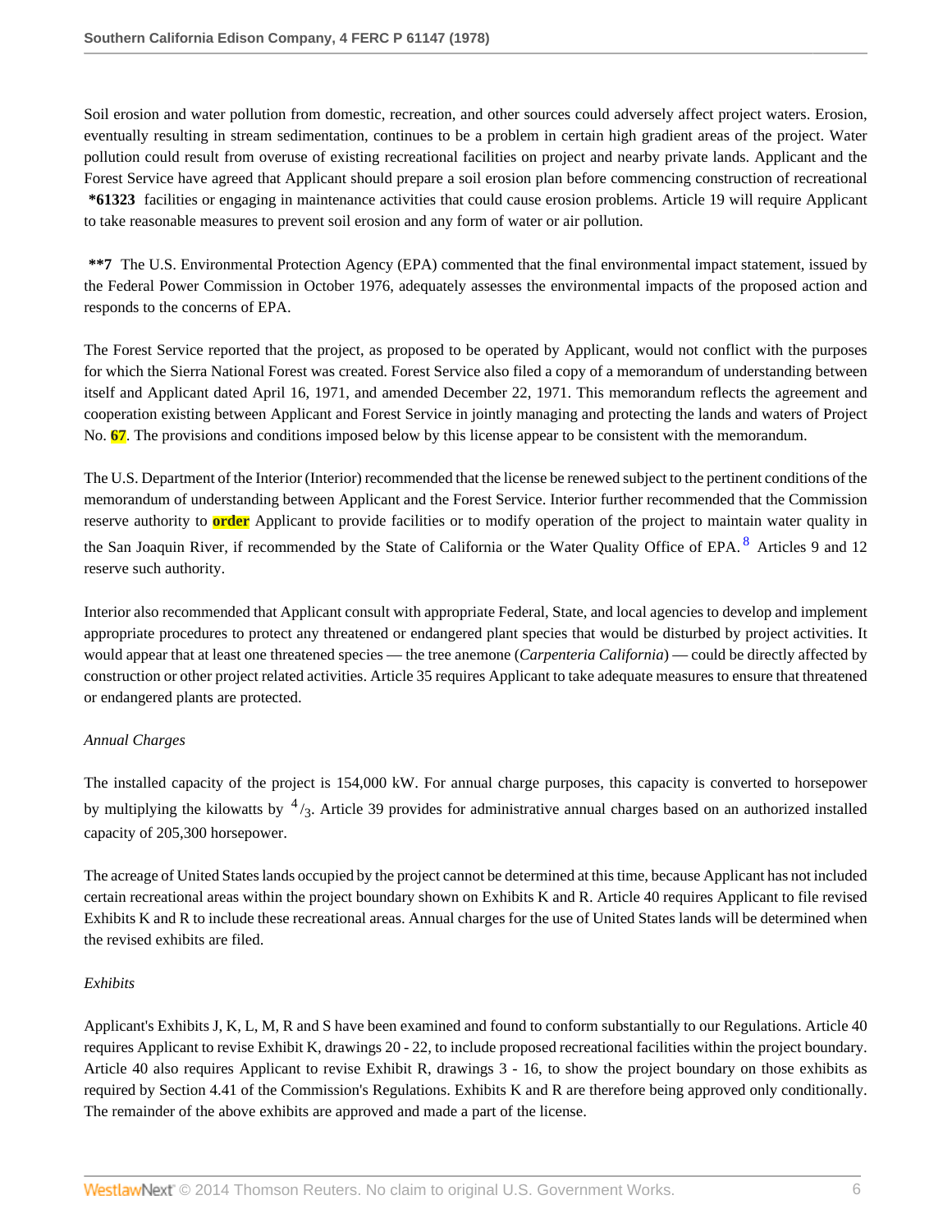Soil erosion and water pollution from domestic, recreation, and other sources could adversely affect project waters. Erosion, eventually resulting in stream sedimentation, continues to be a problem in certain high gradient areas of the project. Water pollution could result from overuse of existing recreational facilities on project and nearby private lands. Applicant and the Forest Service have agreed that Applicant should prepare a soil erosion plan before commencing construction of recreational **\*61323** facilities or engaging in maintenance activities that could cause erosion problems. Article 19 will require Applicant to take reasonable measures to prevent soil erosion and any form of water or air pollution.

**\*\*7** The U.S. Environmental Protection Agency (EPA) commented that the final environmental impact statement, issued by the Federal Power Commission in October 1976, adequately assesses the environmental impacts of the proposed action and responds to the concerns of EPA.

The Forest Service reported that the project, as proposed to be operated by Applicant, would not conflict with the purposes for which the Sierra National Forest was created. Forest Service also filed a copy of a memorandum of understanding between itself and Applicant dated April 16, 1971, and amended December 22, 1971. This memorandum reflects the agreement and cooperation existing between Applicant and Forest Service in jointly managing and protecting the lands and waters of Project No. **67**. The provisions and conditions imposed below by this license appear to be consistent with the memorandum.

The U.S. Department of the Interior (Interior) recommended that the license be renewed subject to the pertinent conditions of the memorandum of understanding between Applicant and the Forest Service. Interior further recommended that the Commission reserve authority to **order** Applicant to provide facilities or to modify operation of the project to maintain water quality in the San Joaquin River, if recommended by the State of California or the Water Quality Office of EPA.[8] Articles 9 and 12 reserve such authority.

Interior also recommended that Applicant consult with appropriate Federal, State, and local agencies to develop and implement appropriate procedures to protect any threatened or endangered plant species that would be disturbed by project activities. It would appear that at least one threatened species — the tree anemone (*Carpenteria California*) — could be directly affected by construction or other project related activities. Article 35 requires Applicant to take adequate measures to ensure that threatened or endangered plants are protected.

*Annual Charges*

The installed capacity of the project is 154,000 kW. For annual charge purposes, this capacity is converted to horsepower by multiplying the kilowatts by $^4/_3$. Article 39 provides for administrative annual charges based on an authorized installed capacity of 205,300 horsepower.

The acreage of United States lands occupied by the project cannot be determined at this time, because Applicant has not included certain recreational areas within the project boundary shown on Exhibits K and R. Article 40 requires Applicant to file revised Exhibits K and R to include these recreational areas. Annual charges for the use of United States lands will be determined when the revised exhibits are filed.

*Exhibits*

Applicant's Exhibits J, K, L, M, R and S have been examined and found to conform substantially to our Regulations. Article 40 requires Applicant to revise Exhibit K, drawings 20 - 22, to include proposed recreational facilities within the project boundary. Article 40 also requires Applicant to revise Exhibit R, drawings 3 - 16, to show the project boundary on those exhibits as required by Section 4.41 of the Commission's Regulations. Exhibits K and R are therefore being approved only conditionally. The remainder of the above exhibits are approved and made a part of the license.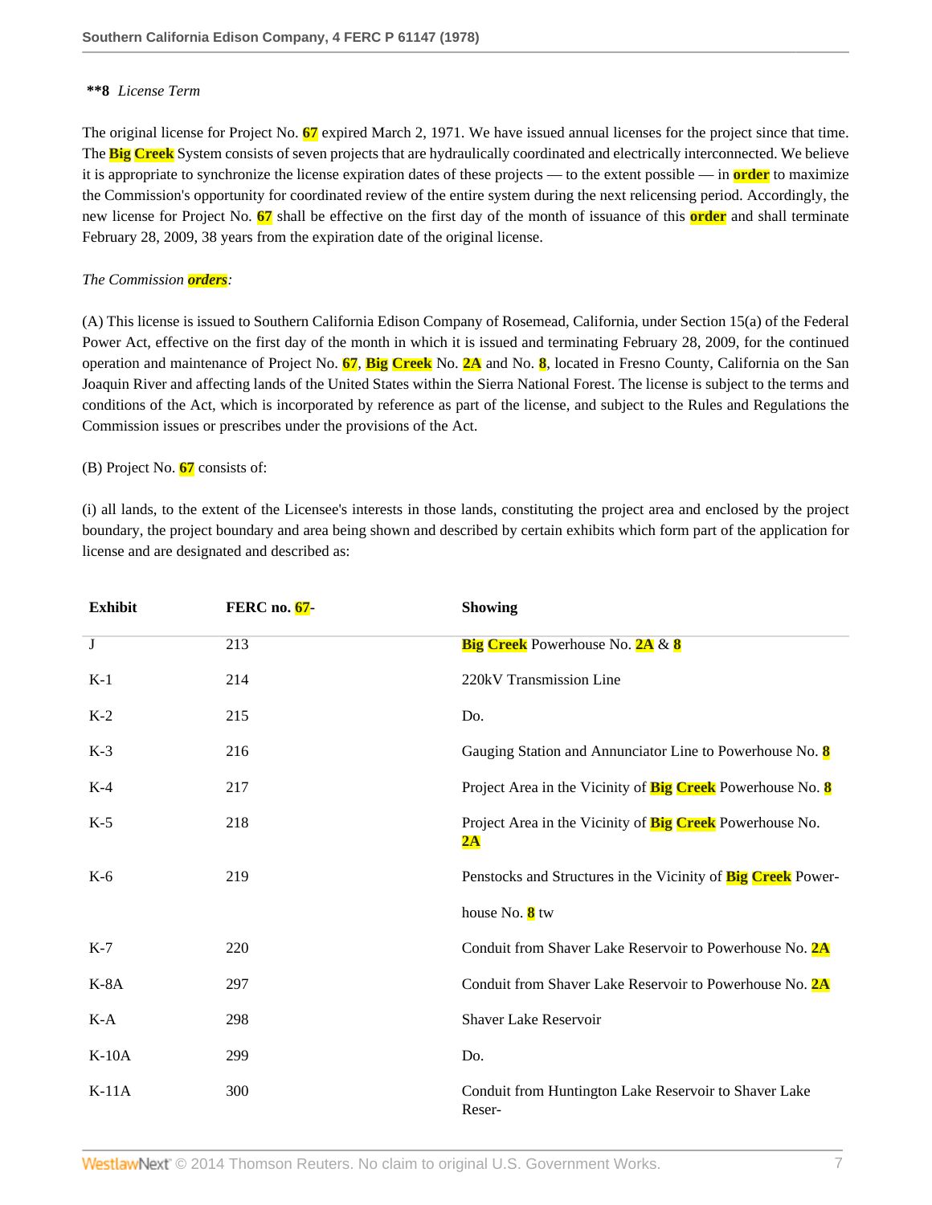**\*\*8** *License Term*

The original license for Project No. 67 expired March 2, 1971. We have issued annual licenses for the project since that time. The Big Creek System consists of seven projects that are hydraulically coordinated and electrically interconnected. We believe it is appropriate to synchronize the license expiration dates of these projects — to the extent possible — in order to maximize the Commission's opportunity for coordinated review of the entire system during the next relicensing period. Accordingly, the new license for Project No. 67 shall be effective on the first day of the month of issuance of this order and shall terminate February 28, 2009, 38 years from the expiration date of the original license.

*The Commission orders:*

(A) This license is issued to Southern California Edison Company of Rosemead, California, under Section 15(a) of the Federal Power Act, effective on the first day of the month in which it is issued and terminating February 28, 2009, for the continued operation and maintenance of Project No. 67, Big Creek No. 2A and No. 8, located in Fresno County, California on the San Joaquin River and affecting lands of the United States within the Sierra National Forest. The license is subject to the terms and conditions of the Act, which is incorporated by reference as part of the license, and subject to the Rules and Regulations the Commission issues or prescribes under the provisions of the Act.

(B) Project No. 67 consists of:

(i) all lands, to the extent of the Licensee's interests in those lands, constituting the project area and enclosed by the project boundary, the project boundary and area being shown and described by certain exhibits which form part of the application for license and are designated and described as:

| Exhibit | FERC no. 67- | Showing |
|---|---|---|
| J | 213 | Big Creek Powerhouse No. 2A & 8 |
| K-1 | 214 | 220kV Transmission Line |
| K-2 | 215 | Do. |
| K-3 | 216 | Gauging Station and Annunciator Line to Powerhouse No. 8 |
| K-4 | 217 | Project Area in the Vicinity of Big Creek Powerhouse No. 8 |
| K-5 | 218 | Project Area in the Vicinity of Big Creek Powerhouse No. 2A |
| K-6 | 219 | Penstocks and Structures in the Vicinity of Big Creek Power-house No. 8 tw |
| K-7 | 220 | Conduit from Shaver Lake Reservoir to Powerhouse No. 2A |
| K-8A | 297 | Conduit from Shaver Lake Reservoir to Powerhouse No. 2A |
| K-A | 298 | Shaver Lake Reservoir |
| K-10A | 299 | Do. |
| K-11A | 300 | Conduit from Huntington Lake Reservoir to Shaver Lake Reser- |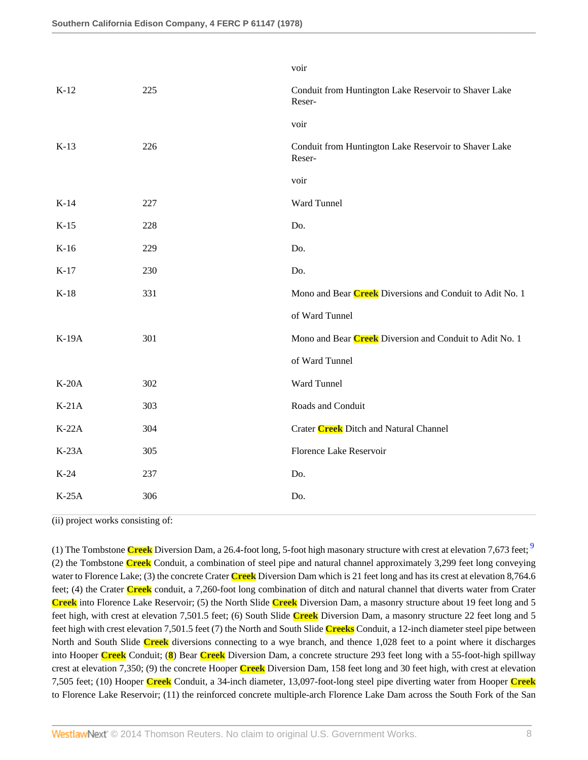| | | |
|---|---|---|
| | | voir |
| K-12 | 225 | Conduit from Huntington Lake Reservoir to Shaver Lake Reser-voir |
| K-13 | 226 | Conduit from Huntington Lake Reservoir to Shaver Lake Reser-voir |
| K-14 | 227 | Ward Tunnel |
| K-15 | 228 | Do. |
| K-16 | 229 | Do. |
| K-17 | 230 | Do. |
| K-18 | 331 | Mono and Bear Creek Diversions and Conduit to Adit No. 1 of Ward Tunnel |
| K-19A | 301 | Mono and Bear Creek Diversion and Conduit to Adit No. 1 of Ward Tunnel |
| K-20A | 302 | Ward Tunnel |
| K-21A | 303 | Roads and Conduit |
| K-22A | 304 | Crater Creek Ditch and Natural Channel |
| K-23A | 305 | Florence Lake Reservoir |
| K-24 | 237 | Do. |
| K-25A | 306 | Do. |

(ii) project works consisting of:

(1) The Tombstone Creek Diversion Dam, a 26.4-foot long, 5-foot high masonary structure with crest at elevation 7,673 feet; [9] (2) the Tombstone Creek Conduit, a combination of steel pipe and natural channel approximately 3,299 feet long conveying water to Florence Lake; (3) the concrete Crater Creek Diversion Dam which is 21 feet long and has its crest at elevation 8,764.6 feet; (4) the Crater Creek conduit, a 7,260-foot long combination of ditch and natural channel that diverts water from Crater Creek into Florence Lake Reservoir; (5) the North Slide Creek Diversion Dam, a masonry structure about 19 feet long and 5 feet high, with crest at elevation 7,501.5 feet; (6) South Slide Creek Diversion Dam, a masonry structure 22 feet long and 5 feet high with crest elevation 7,501.5 feet (7) the North and South Slide Creeks Conduit, a 12-inch diameter steel pipe between North and South Slide Creek diversions connecting to a wye branch, and thence 1,028 feet to a point where it discharges into Hooper Creek Conduit; (8) Bear Creek Diversion Dam, a concrete structure 293 feet long with a 55-foot-high spillway crest at elevation 7,350; (9) the concrete Hooper Creek Diversion Dam, 158 feet long and 30 feet high, with crest at elevation 7,505 feet; (10) Hooper Creek Conduit, a 34-inch diameter, 13,097-foot-long steel pipe diverting water from Hooper Creek to Florence Lake Reservoir; (11) the reinforced concrete multiple-arch Florence Lake Dam across the South Fork of the San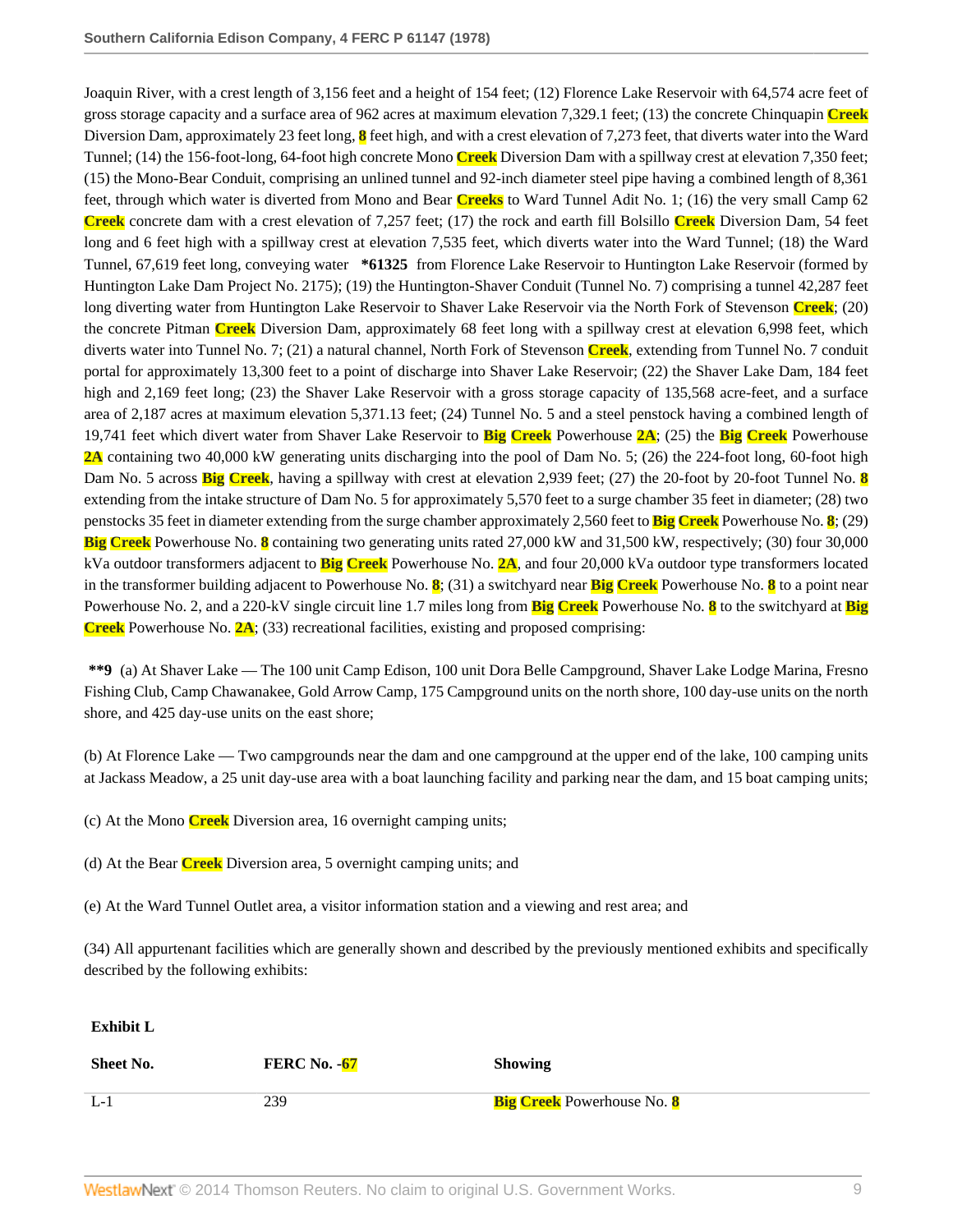Joaquin River, with a crest length of 3,156 feet and a height of 154 feet; (12) Florence Lake Reservoir with 64,574 acre feet of gross storage capacity and a surface area of 962 acres at maximum elevation 7,329.1 feet; (13) the concrete Chinquapin Creek Diversion Dam, approximately 23 feet long, 8 feet high, and with a crest elevation of 7,273 feet, that diverts water into the Ward Tunnel; (14) the 156-foot-long, 64-foot high concrete Mono Creek Diversion Dam with a spillway crest at elevation 7,350 feet; (15) the Mono-Bear Conduit, comprising an unlined tunnel and 92-inch diameter steel pipe having a combined length of 8,361 feet, through which water is diverted from Mono and Bear Creeks to Ward Tunnel Adit No. 1; (16) the very small Camp 62 Creek concrete dam with a crest elevation of 7,257 feet; (17) the rock and earth fill Bolsillo Creek Diversion Dam, 54 feet long and 6 feet high with a spillway crest at elevation 7,535 feet, which diverts water into the Ward Tunnel; (18) the Ward Tunnel, 67,619 feet long, conveying water **\*61325** from Florence Lake Reservoir to Huntington Lake Reservoir (formed by Huntington Lake Dam Project No. 2175); (19) the Huntington-Shaver Conduit (Tunnel No. 7) comprising a tunnel 42,287 feet long diverting water from Huntington Lake Reservoir to Shaver Lake Reservoir via the North Fork of Stevenson Creek; (20) the concrete Pitman Creek Diversion Dam, approximately 68 feet long with a spillway crest at elevation 6,998 feet, which diverts water into Tunnel No. 7; (21) a natural channel, North Fork of Stevenson Creek, extending from Tunnel No. 7 conduit portal for approximately 13,300 feet to a point of discharge into Shaver Lake Reservoir; (22) the Shaver Lake Dam, 184 feet high and 2,169 feet long; (23) the Shaver Lake Reservoir with a gross storage capacity of 135,568 acre-feet, and a surface area of 2,187 acres at maximum elevation 5,371.13 feet; (24) Tunnel No. 5 and a steel penstock having a combined length of 19,741 feet which divert water from Shaver Lake Reservoir to Big Creek Powerhouse 2A; (25) the Big Creek Powerhouse 2A containing two 40,000 kW generating units discharging into the pool of Dam No. 5; (26) the 224-foot long, 60-foot high Dam No. 5 across Big Creek, having a spillway with crest at elevation 2,939 feet; (27) the 20-foot by 20-foot Tunnel No. 8 extending from the intake structure of Dam No. 5 for approximately 5,570 feet to a surge chamber 35 feet in diameter; (28) two penstocks 35 feet in diameter extending from the surge chamber approximately 2,560 feet to Big Creek Powerhouse No. 8; (29) Big Creek Powerhouse No. 8 containing two generating units rated 27,000 kW and 31,500 kW, respectively; (30) four 30,000 kVa outdoor transformers adjacent to Big Creek Powerhouse No. 2A, and four 20,000 kVa outdoor type transformers located in the transformer building adjacent to Powerhouse No. 8; (31) a switchyard near Big Creek Powerhouse No. 8 to a point near Powerhouse No. 2, and a 220-kV single circuit line 1.7 miles long from Big Creek Powerhouse No. 8 to the switchyard at Big Creek Powerhouse No. 2A; (33) recreational facilities, existing and proposed comprising:

**\*\*9** (a) At Shaver Lake — The 100 unit Camp Edison, 100 unit Dora Belle Campground, Shaver Lake Lodge Marina, Fresno Fishing Club, Camp Chawanakee, Gold Arrow Camp, 175 Campground units on the north shore, 100 day-use units on the north shore, and 425 day-use units on the east shore;

(b) At Florence Lake — Two campgrounds near the dam and one campground at the upper end of the lake, 100 camping units at Jackass Meadow, a 25 unit day-use area with a boat launching facility and parking near the dam, and 15 boat camping units;

(c) At the Mono Creek Diversion area, 16 overnight camping units;

(d) At the Bear Creek Diversion area, 5 overnight camping units; and

(e) At the Ward Tunnel Outlet area, a visitor information station and a viewing and rest area; and

(34) All appurtenant facilities which are generally shown and described by the previously mentioned exhibits and specifically described by the following exhibits:

**Exhibit L**

| Sheet No. | FERC No. -67 | Showing |
|---|---|---|
| L-1 | 239 | Big Creek Powerhouse No. 8 |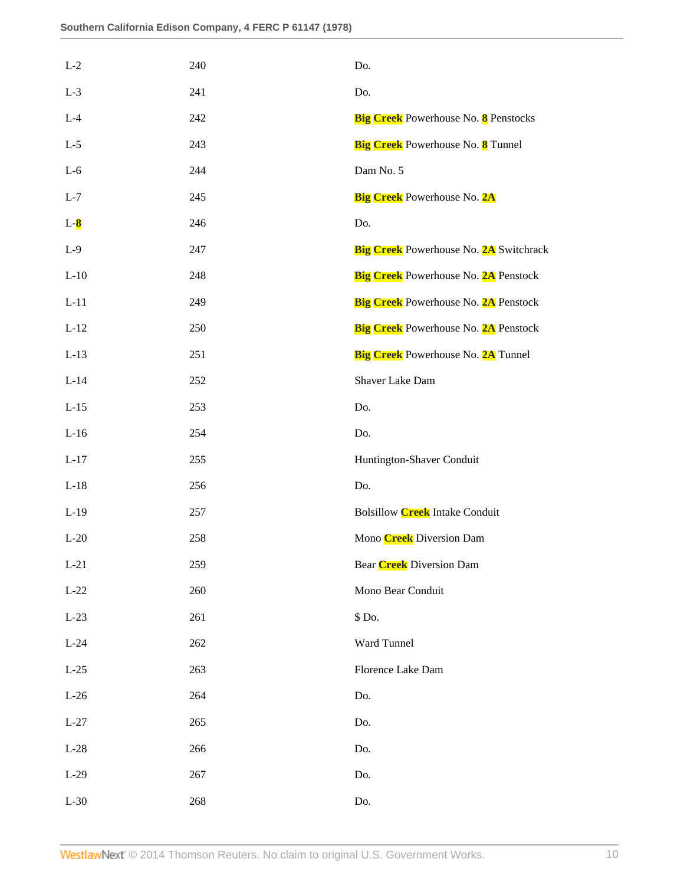| | | |
|---|---|---|
| L-2 | 240 | Do. |
| L-3 | 241 | Do. |
| L-4 | 242 | Big Creek Powerhouse No. 8 Penstocks |
| L-5 | 243 | Big Creek Powerhouse No. 8 Tunnel |
| L-6 | 244 | Dam No. 5 |
| L-7 | 245 | Big Creek Powerhouse No. 2A |
| L-8 | 246 | Do. |
| L-9 | 247 | Big Creek Powerhouse No. 2A Switchrack |
| L-10 | 248 | Big Creek Powerhouse No. 2A Penstock |
| L-11 | 249 | Big Creek Powerhouse No. 2A Penstock |
| L-12 | 250 | Big Creek Powerhouse No. 2A Penstock |
| L-13 | 251 | Big Creek Powerhouse No. 2A Tunnel |
| L-14 | 252 | Shaver Lake Dam |
| L-15 | 253 | Do. |
| L-16 | 254 | Do. |
| L-17 | 255 | Huntington-Shaver Conduit |
| L-18 | 256 | Do. |
| L-19 | 257 | Bolsillow Creek Intake Conduit |
| L-20 | 258 | Mono Creek Diversion Dam |
| L-21 | 259 | Bear Creek Diversion Dam |
| L-22 | 260 | Mono Bear Conduit |
| L-23 | 261 | $ Do. |
| L-24 | 262 | Ward Tunnel |
| L-25 | 263 | Florence Lake Dam |
| L-26 | 264 | Do. |
| L-27 | 265 | Do. |
| L-28 | 266 | Do. |
| L-29 | 267 | Do. |
| L-30 | 268 | Do. |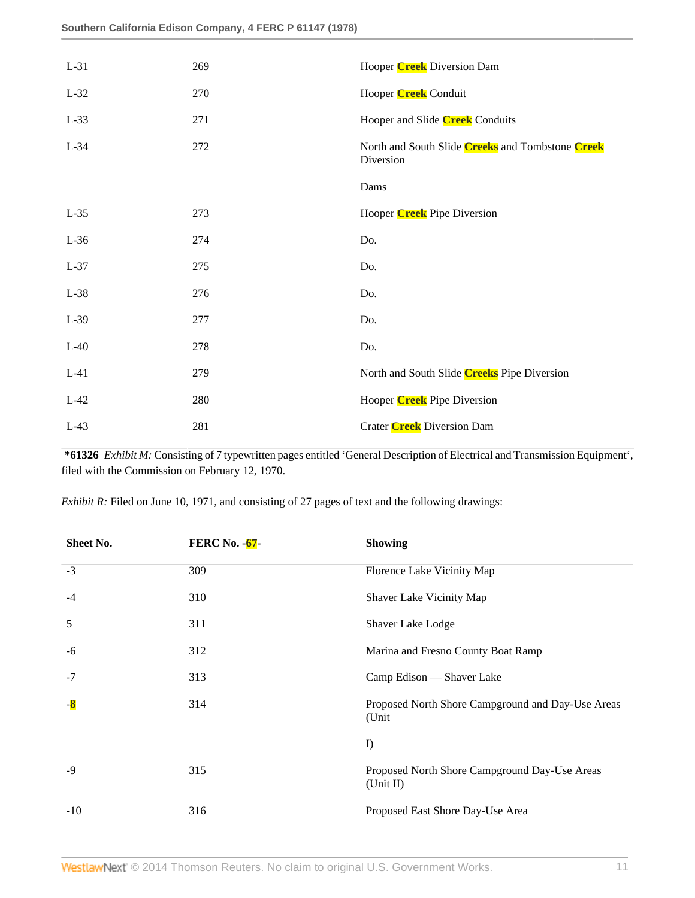| | | |
|---|---|---|
| L-31 | 269 | Hooper Creek Diversion Dam |
| L-32 | 270 | Hooper Creek Conduit |
| L-33 | 271 | Hooper and Slide Creek Conduits |
| L-34 | 272 | North and South Slide Creeks and Tombstone Creek Diversion Dams |
| L-35 | 273 | Hooper Creek Pipe Diversion |
| L-36 | 274 | Do. |
| L-37 | 275 | Do. |
| L-38 | 276 | Do. |
| L-39 | 277 | Do. |
| L-40 | 278 | Do. |
| L-41 | 279 | North and South Slide Creeks Pipe Diversion |
| L-42 | 280 | Hooper Creek Pipe Diversion |
| L-43 | 281 | Crater Creek Diversion Dam |

**\*61326** *Exhibit M:* Consisting of 7 typewritten pages entitled 'General Description of Electrical and Transmission Equipment', filed with the Commission on February 12, 1970.

*Exhibit R:* Filed on June 10, 1971, and consisting of 27 pages of text and the following drawings:

| Sheet No. | FERC No. -67- | Showing |
|---|---|---|
| -3 | 309 | Florence Lake Vicinity Map |
| -4 | 310 | Shaver Lake Vicinity Map |
| 5 | 311 | Shaver Lake Lodge |
| -6 | 312 | Marina and Fresno County Boat Ramp |
| -7 | 313 | Camp Edison — Shaver Lake |
| -8 | 314 | Proposed North Shore Campground and Day-Use Areas (Unit I) |
| -9 | 315 | Proposed North Shore Campground Day-Use Areas (Unit II) |
| -10 | 316 | Proposed East Shore Day-Use Area |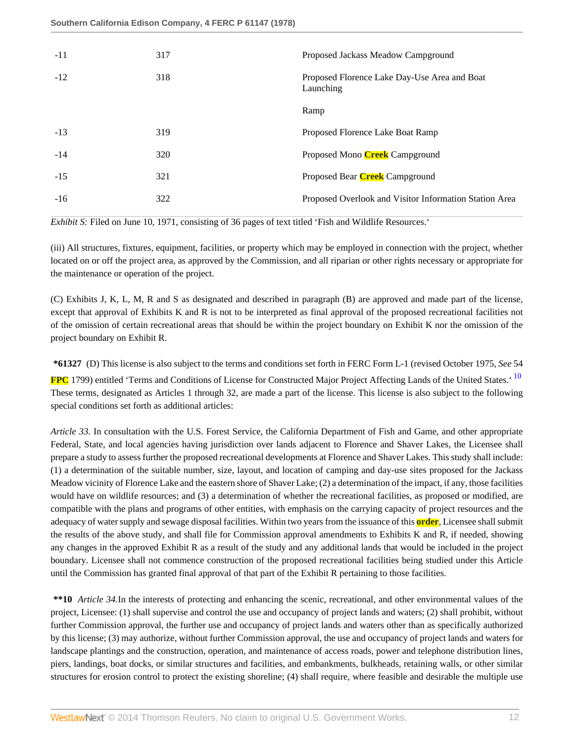| | | |
|---|---|---|
| -11 | 317 | Proposed Jackass Meadow Campground |
| -12 | 318 | Proposed Florence Lake Day-Use Area and Boat Launching |
| | | Ramp |
| -13 | 319 | Proposed Florence Lake Boat Ramp |
| -14 | 320 | Proposed Mono Creek Campground |
| -15 | 321 | Proposed Bear Creek Campground |
| -16 | 322 | Proposed Overlook and Visitor Information Station Area |

*Exhibit S:* Filed on June 10, 1971, consisting of 36 pages of text titled 'Fish and Wildlife Resources.'

(iii) All structures, fixtures, equipment, facilities, or property which may be employed in connection with the project, whether located on or off the project area, as approved by the Commission, and all riparian or other rights necessary or appropriate for the maintenance or operation of the project.

(C) Exhibits J, K, L, M, R and S as designated and described in paragraph (B) are approved and made part of the license, except that approval of Exhibits K and R is not to be interpreted as final approval of the proposed recreational facilities not of the omission of certain recreational areas that should be within the project boundary on Exhibit K nor the omission of the project boundary on Exhibit R.

**\*61327** (D) This license is also subject to the terms and conditions set forth in FERC Form L-1 (revised October 1975, *See* 54 FPC 1799) entitled 'Terms and Conditions of License for Constructed Major Project Affecting Lands of the United States.'[10] These terms, designated as Articles 1 through 32, are made a part of the license. This license is also subject to the following special conditions set forth as additional articles:

*Article 33.* In consultation with the U.S. Forest Service, the California Department of Fish and Game, and other appropriate Federal, State, and local agencies having jurisdiction over lands adjacent to Florence and Shaver Lakes, the Licensee shall prepare a study to assess further the proposed recreational developments at Florence and Shaver Lakes. This study shall include: (1) a determination of the suitable number, size, layout, and location of camping and day-use sites proposed for the Jackass Meadow vicinity of Florence Lake and the eastern shore of Shaver Lake; (2) a determination of the impact, if any, those facilities would have on wildlife resources; and (3) a determination of whether the recreational facilities, as proposed or modified, are compatible with the plans and programs of other entities, with emphasis on the carrying capacity of project resources and the adequacy of water supply and sewage disposal facilities. Within two years from the issuance of this order, Licensee shall submit the results of the above study, and shall file for Commission approval amendments to Exhibits K and R, if needed, showing any changes in the approved Exhibit R as a result of the study and any additional lands that would be included in the project boundary. Licensee shall not commence construction of the proposed recreational facilities being studied under this Article until the Commission has granted final approval of that part of the Exhibit R pertaining to those facilities.

**\*\*10** *Article 34.*In the interests of protecting and enhancing the scenic, recreational, and other environmental values of the project, Licensee: (1) shall supervise and control the use and occupancy of project lands and waters; (2) shall prohibit, without further Commission approval, the further use and occupancy of project lands and waters other than as specifically authorized by this license; (3) may authorize, without further Commission approval, the use and occupancy of project lands and waters for landscape plantings and the construction, operation, and maintenance of access roads, power and telephone distribution lines, piers, landings, boat docks, or similar structures and facilities, and embankments, bulkheads, retaining walls, or other similar structures for erosion control to protect the existing shoreline; (4) shall require, where feasible and desirable the multiple use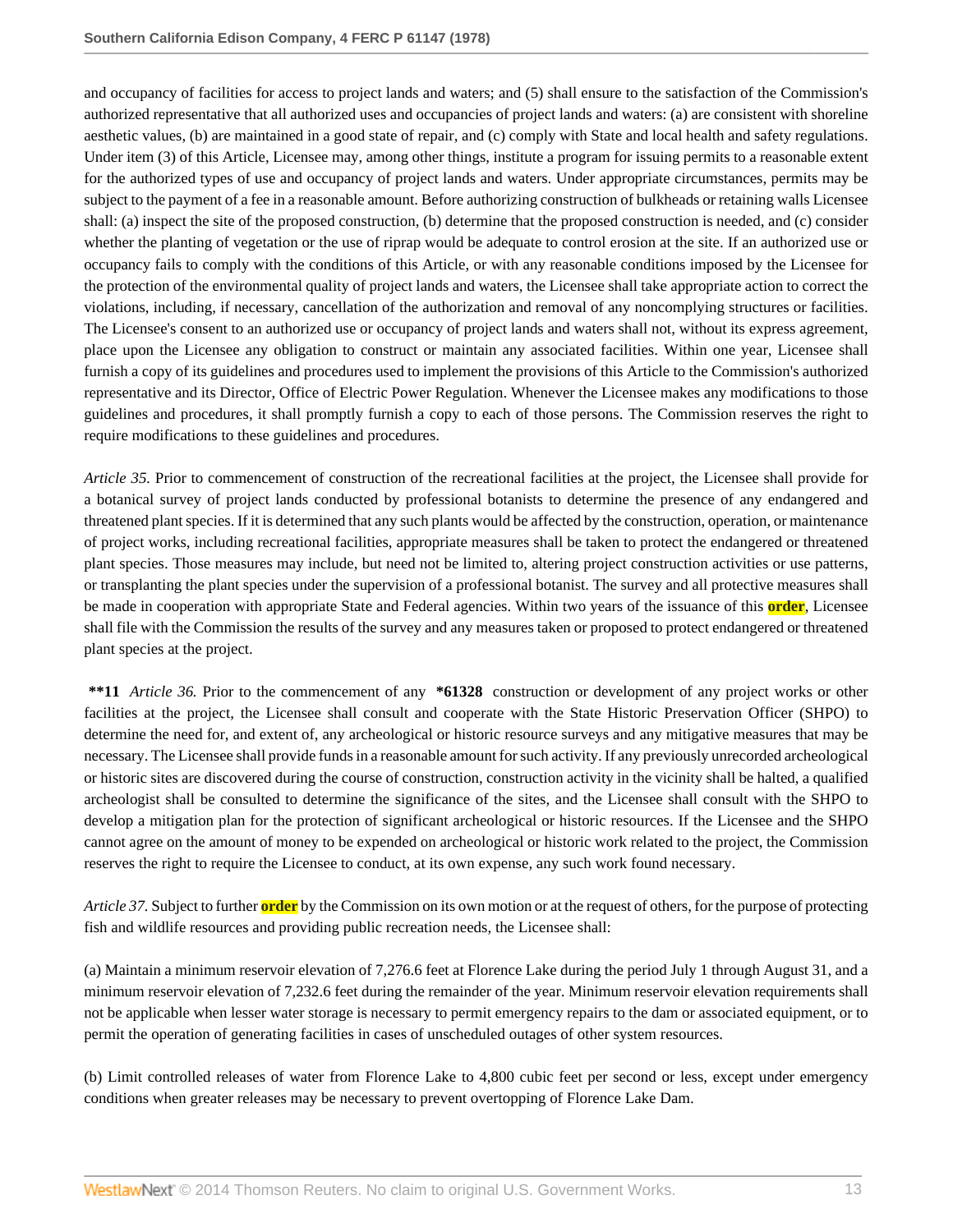and occupancy of facilities for access to project lands and waters; and (5) shall ensure to the satisfaction of the Commission's authorized representative that all authorized uses and occupancies of project lands and waters: (a) are consistent with shoreline aesthetic values, (b) are maintained in a good state of repair, and (c) comply with State and local health and safety regulations. Under item (3) of this Article, Licensee may, among other things, institute a program for issuing permits to a reasonable extent for the authorized types of use and occupancy of project lands and waters. Under appropriate circumstances, permits may be subject to the payment of a fee in a reasonable amount. Before authorizing construction of bulkheads or retaining walls Licensee shall: (a) inspect the site of the proposed construction, (b) determine that the proposed construction is needed, and (c) consider whether the planting of vegetation or the use of riprap would be adequate to control erosion at the site. If an authorized use or occupancy fails to comply with the conditions of this Article, or with any reasonable conditions imposed by the Licensee for the protection of the environmental quality of project lands and waters, the Licensee shall take appropriate action to correct the violations, including, if necessary, cancellation of the authorization and removal of any noncomplying structures or facilities. The Licensee's consent to an authorized use or occupancy of project lands and waters shall not, without its express agreement, place upon the Licensee any obligation to construct or maintain any associated facilities. Within one year, Licensee shall furnish a copy of its guidelines and procedures used to implement the provisions of this Article to the Commission's authorized representative and its Director, Office of Electric Power Regulation. Whenever the Licensee makes any modifications to those guidelines and procedures, it shall promptly furnish a copy to each of those persons. The Commission reserves the right to require modifications to these guidelines and procedures.

*Article 35.* Prior to commencement of construction of the recreational facilities at the project, the Licensee shall provide for a botanical survey of project lands conducted by professional botanists to determine the presence of any endangered and threatened plant species. If it is determined that any such plants would be affected by the construction, operation, or maintenance of project works, including recreational facilities, appropriate measures shall be taken to protect the endangered or threatened plant species. Those measures may include, but need not be limited to, altering project construction activities or use patterns, or transplanting the plant species under the supervision of a professional botanist. The survey and all protective measures shall be made in cooperation with appropriate State and Federal agencies. Within two years of the issuance of this **order**, Licensee shall file with the Commission the results of the survey and any measures taken or proposed to protect endangered or threatened plant species at the project.

**\*\*11** *Article 36.* Prior to the commencement of any **\*61328** construction or development of any project works or other facilities at the project, the Licensee shall consult and cooperate with the State Historic Preservation Officer (SHPO) to determine the need for, and extent of, any archeological or historic resource surveys and any mitigative measures that may be necessary. The Licensee shall provide funds in a reasonable amount for such activity. If any previously unrecorded archeological or historic sites are discovered during the course of construction, construction activity in the vicinity shall be halted, a qualified archeologist shall be consulted to determine the significance of the sites, and the Licensee shall consult with the SHPO to develop a mitigation plan for the protection of significant archeological or historic resources. If the Licensee and the SHPO cannot agree on the amount of money to be expended on archeological or historic work related to the project, the Commission reserves the right to require the Licensee to conduct, at its own expense, any such work found necessary.

*Article 37.* Subject to further **order** by the Commission on its own motion or at the request of others, for the purpose of protecting fish and wildlife resources and providing public recreation needs, the Licensee shall:

(a) Maintain a minimum reservoir elevation of 7,276.6 feet at Florence Lake during the period July 1 through August 31, and a minimum reservoir elevation of 7,232.6 feet during the remainder of the year. Minimum reservoir elevation requirements shall not be applicable when lesser water storage is necessary to permit emergency repairs to the dam or associated equipment, or to permit the operation of generating facilities in cases of unscheduled outages of other system resources.

(b) Limit controlled releases of water from Florence Lake to 4,800 cubic feet per second or less, except under emergency conditions when greater releases may be necessary to prevent overtopping of Florence Lake Dam.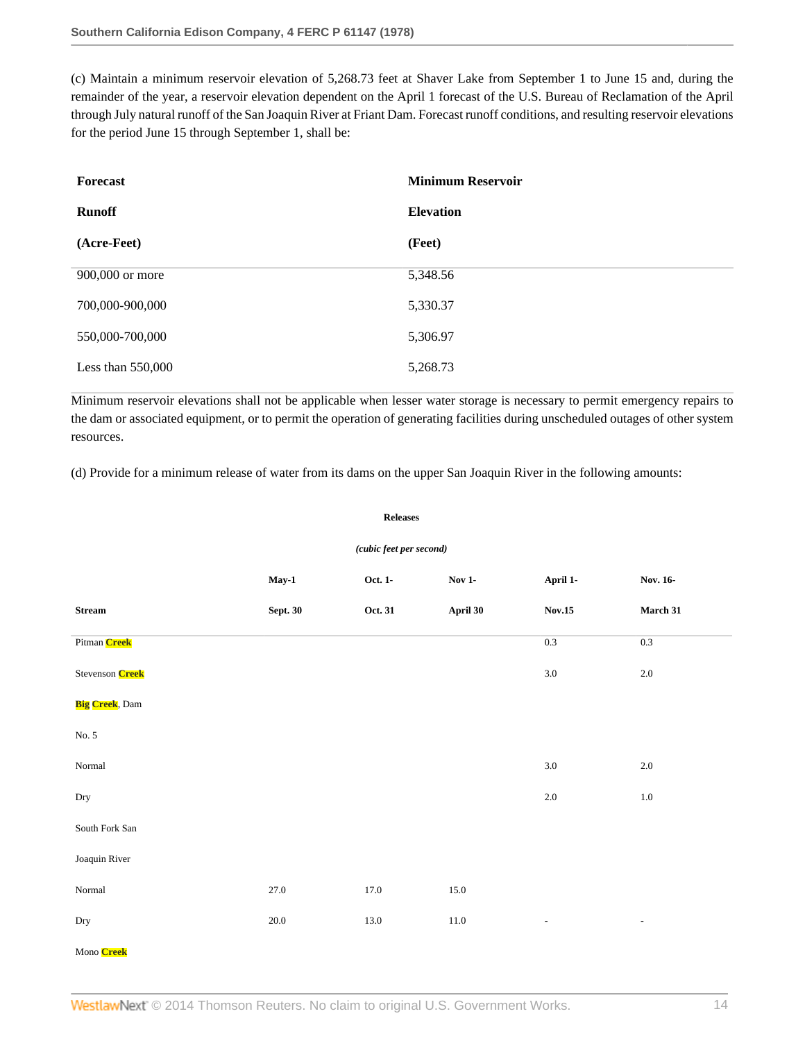(c) Maintain a minimum reservoir elevation of 5,268.73 feet at Shaver Lake from September 1 to June 15 and, during the remainder of the year, a reservoir elevation dependent on the April 1 forecast of the U.S. Bureau of Reclamation of the April through July natural runoff of the San Joaquin River at Friant Dam. Forecast runoff conditions, and resulting reservoir elevations for the period June 15 through September 1, shall be:

| Forecast Runoff (Acre-Feet) | Minimum Reservoir Elevation (Feet) |
|---|---|
| 900,000 or more | 5,348.56 |
| 700,000-900,000 | 5,330.37 |
| 550,000-700,000 | 5,306.97 |
| Less than 550,000 | 5,268.73 |

Minimum reservoir elevations shall not be applicable when lesser water storage is necessary to permit emergency repairs to the dam or associated equipment, or to permit the operation of generating facilities during unscheduled outages of other system resources.

(d) Provide for a minimum release of water from its dams on the upper San Joaquin River in the following amounts:

**Releases**

*(cubic feet per second)*

| Stream | May-1 Sept. 30 | Oct. 1- Oct. 31 | Nov 1- April 30 | April 1- Nov.15 | Nov. 16- March 31 |
|---|---|---|---|---|---|
| Pitman Creek | | | | 0.3 | 0.3 |
| Stevenson Creek | | | | 3.0 | 2.0 |
| Big Creek, Dam No. 5 | | | | | |
| Normal | | | | 3.0 | 2.0 |
| Dry | | | | 2.0 | 1.0 |
| South Fork San Joaquin River | | | | | |
| Normal | 27.0 | 17.0 | 15.0 | | |
| Dry | 20.0 | 13.0 | 11.0 | - | - |
| Mono Creek | | | | | |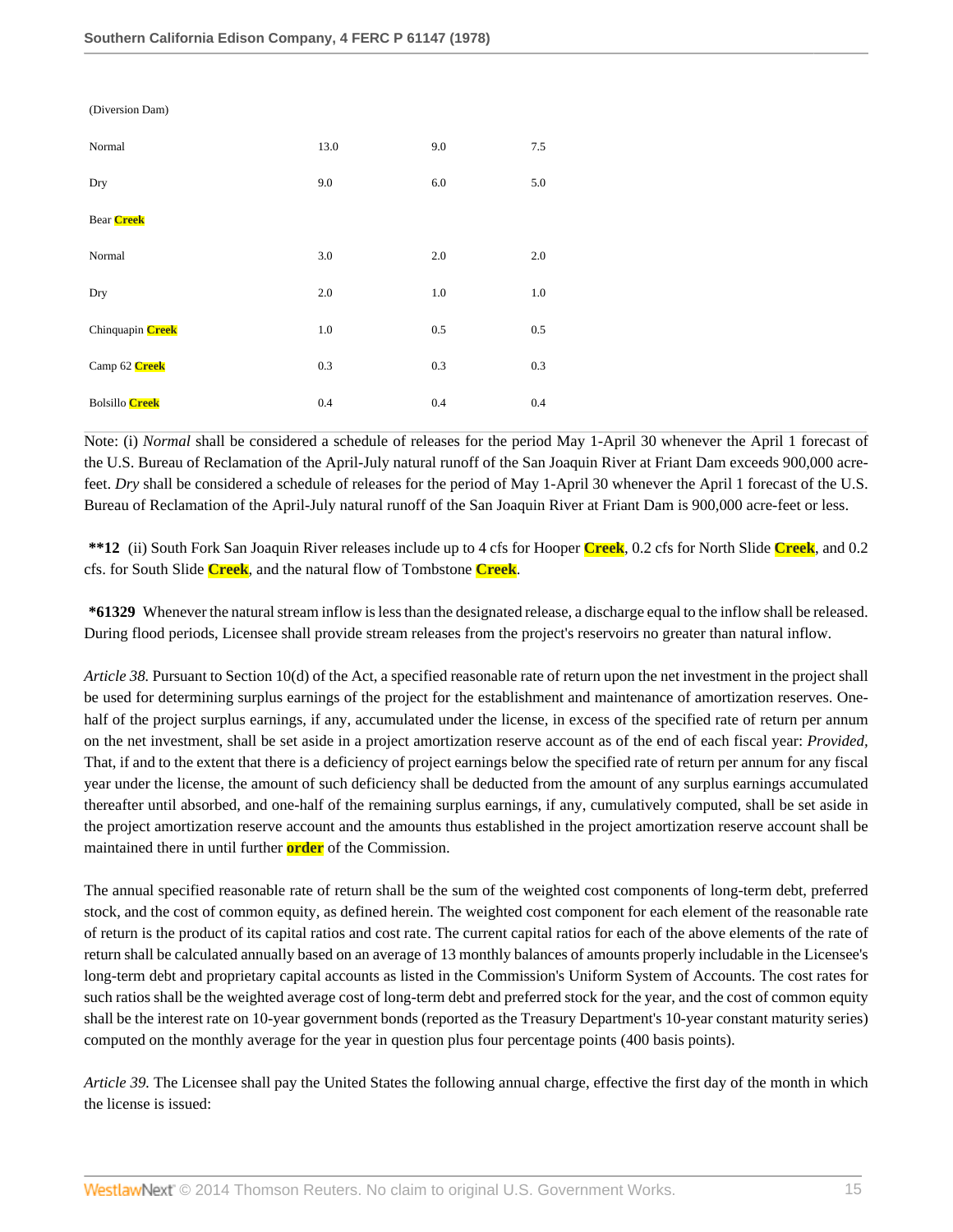| | | | |
|---|---|---|---|
| (Diversion Dam) | | | |
| Normal | 13.0 | 9.0 | 7.5 |
| Dry | 9.0 | 6.0 | 5.0 |
| Bear Creek | | | |
| Normal | 3.0 | 2.0 | 2.0 |
| Dry | 2.0 | 1.0 | 1.0 |
| Chinquapin Creek | 1.0 | 0.5 | 0.5 |
| Camp 62 Creek | 0.3 | 0.3 | 0.3 |
| Bolsillo Creek | 0.4 | 0.4 | 0.4 |

Note: (i) *Normal* shall be considered a schedule of releases for the period May 1-April 30 whenever the April 1 forecast of the U.S. Bureau of Reclamation of the April-July natural runoff of the San Joaquin River at Friant Dam exceeds 900,000 acre-feet. *Dry* shall be considered a schedule of releases for the period of May 1-April 30 whenever the April 1 forecast of the U.S. Bureau of Reclamation of the April-July natural runoff of the San Joaquin River at Friant Dam is 900,000 acre-feet or less.

**\*\*12** (ii) South Fork San Joaquin River releases include up to 4 cfs for Hooper Creek, 0.2 cfs for North Slide Creek, and 0.2 cfs. for South Slide Creek, and the natural flow of Tombstone Creek.

**\*61329** Whenever the natural stream inflow is less than the designated release, a discharge equal to the inflow shall be released. During flood periods, Licensee shall provide stream releases from the project's reservoirs no greater than natural inflow.

*Article 38.* Pursuant to Section 10(d) of the Act, a specified reasonable rate of return upon the net investment in the project shall be used for determining surplus earnings of the project for the establishment and maintenance of amortization reserves. One-half of the project surplus earnings, if any, accumulated under the license, in excess of the specified rate of return per annum on the net investment, shall be set aside in a project amortization reserve account as of the end of each fiscal year: *Provided*, That, if and to the extent that there is a deficiency of project earnings below the specified rate of return per annum for any fiscal year under the license, the amount of such deficiency shall be deducted from the amount of any surplus earnings accumulated thereafter until absorbed, and one-half of the remaining surplus earnings, if any, cumulatively computed, shall be set aside in the project amortization reserve account and the amounts thus established in the project amortization reserve account shall be maintained there in until further order of the Commission.

The annual specified reasonable rate of return shall be the sum of the weighted cost components of long-term debt, preferred stock, and the cost of common equity, as defined herein. The weighted cost component for each element of the reasonable rate of return is the product of its capital ratios and cost rate. The current capital ratios for each of the above elements of the rate of return shall be calculated annually based on an average of 13 monthly balances of amounts properly includable in the Licensee's long-term debt and proprietary capital accounts as listed in the Commission's Uniform System of Accounts. The cost rates for such ratios shall be the weighted average cost of long-term debt and preferred stock for the year, and the cost of common equity shall be the interest rate on 10-year government bonds (reported as the Treasury Department's 10-year constant maturity series) computed on the monthly average for the year in question plus four percentage points (400 basis points).

*Article 39.* The Licensee shall pay the United States the following annual charge, effective the first day of the month in which the license is issued: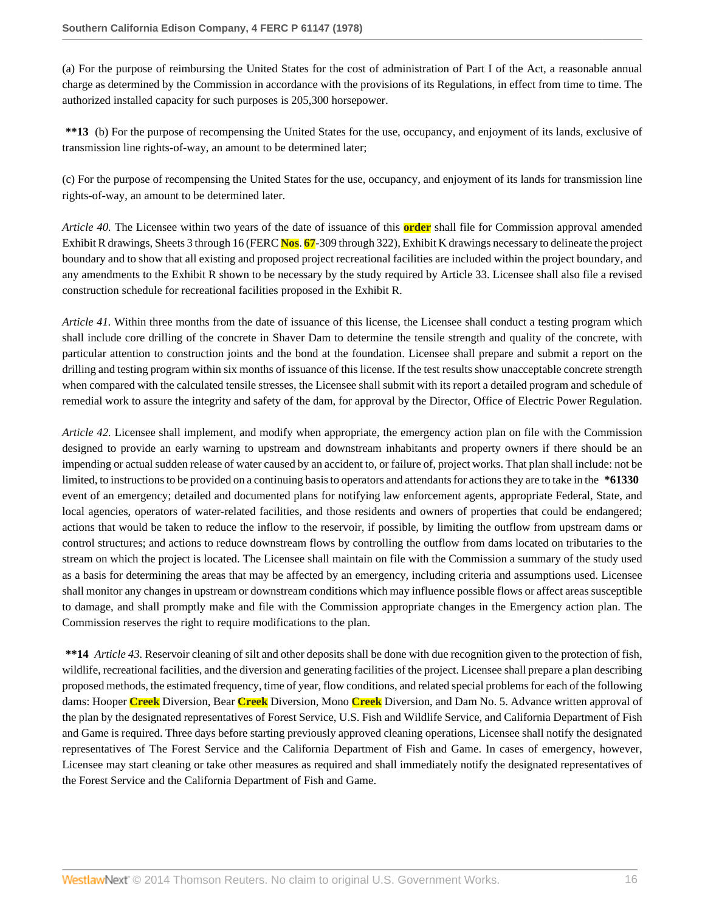(a) For the purpose of reimbursing the United States for the cost of administration of Part I of the Act, a reasonable annual charge as determined by the Commission in accordance with the provisions of its Regulations, in effect from time to time. The authorized installed capacity for such purposes is 205,300 horsepower.

**\*\*13** (b) For the purpose of recompensing the United States for the use, occupancy, and enjoyment of its lands, exclusive of transmission line rights-of-way, an amount to be determined later;

(c) For the purpose of recompensing the United States for the use, occupancy, and enjoyment of its lands for transmission line rights-of-way, an amount to be determined later.

*Article 40.* The Licensee within two years of the date of issuance of this **order** shall file for Commission approval amended Exhibit R drawings, Sheets 3 through 16 (FERC **Nos**. **67**-309 through 322), Exhibit K drawings necessary to delineate the project boundary and to show that all existing and proposed project recreational facilities are included within the project boundary, and any amendments to the Exhibit R shown to be necessary by the study required by Article 33. Licensee shall also file a revised construction schedule for recreational facilities proposed in the Exhibit R.

*Article 41.* Within three months from the date of issuance of this license, the Licensee shall conduct a testing program which shall include core drilling of the concrete in Shaver Dam to determine the tensile strength and quality of the concrete, with particular attention to construction joints and the bond at the foundation. Licensee shall prepare and submit a report on the drilling and testing program within six months of issuance of this license. If the test results show unacceptable concrete strength when compared with the calculated tensile stresses, the Licensee shall submit with its report a detailed program and schedule of remedial work to assure the integrity and safety of the dam, for approval by the Director, Office of Electric Power Regulation.

*Article 42.* Licensee shall implement, and modify when appropriate, the emergency action plan on file with the Commission designed to provide an early warning to upstream and downstream inhabitants and property owners if there should be an impending or actual sudden release of water caused by an accident to, or failure of, project works. That plan shall include: not be limited, to instructions to be provided on a continuing basis to operators and attendants for actions they are to take in the **\*61330** event of an emergency; detailed and documented plans for notifying law enforcement agents, appropriate Federal, State, and local agencies, operators of water-related facilities, and those residents and owners of properties that could be endangered; actions that would be taken to reduce the inflow to the reservoir, if possible, by limiting the outflow from upstream dams or control structures; and actions to reduce downstream flows by controlling the outflow from dams located on tributaries to the stream on which the project is located. The Licensee shall maintain on file with the Commission a summary of the study used as a basis for determining the areas that may be affected by an emergency, including criteria and assumptions used. Licensee shall monitor any changes in upstream or downstream conditions which may influence possible flows or affect areas susceptible to damage, and shall promptly make and file with the Commission appropriate changes in the Emergency action plan. The Commission reserves the right to require modifications to the plan.

**\*\*14** *Article 43.* Reservoir cleaning of silt and other deposits shall be done with due recognition given to the protection of fish, wildlife, recreational facilities, and the diversion and generating facilities of the project. Licensee shall prepare a plan describing proposed methods, the estimated frequency, time of year, flow conditions, and related special problems for each of the following dams: Hooper **Creek** Diversion, Bear **Creek** Diversion, Mono **Creek** Diversion, and Dam No. 5. Advance written approval of the plan by the designated representatives of Forest Service, U.S. Fish and Wildlife Service, and California Department of Fish and Game is required. Three days before starting previously approved cleaning operations, Licensee shall notify the designated representatives of The Forest Service and the California Department of Fish and Game. In cases of emergency, however, Licensee may start cleaning or take other measures as required and shall immediately notify the designated representatives of the Forest Service and the California Department of Fish and Game.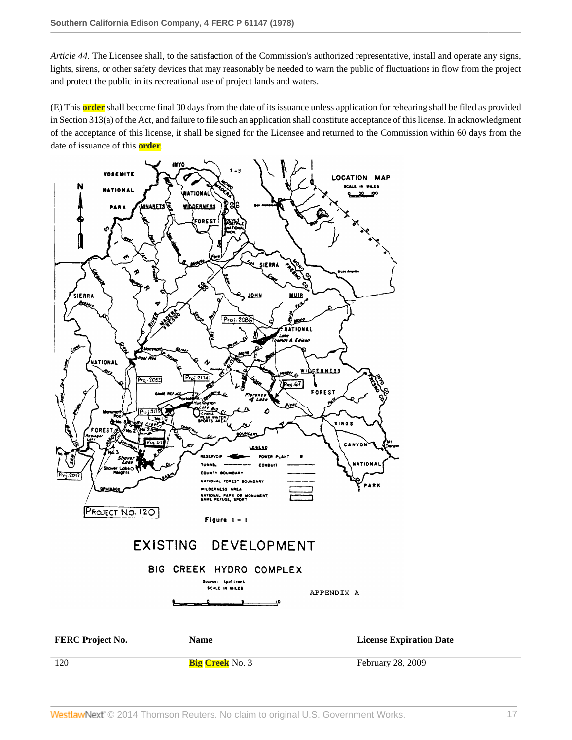*Article 44.* The Licensee shall, to the satisfaction of the Commission's authorized representative, install and operate any signs, lights, sirens, or other safety devices that may reasonably be needed to warn the public of fluctuations in flow from the project and protect the public in its recreational use of project lands and waters.

(E) This order shall become final 30 days from the date of its issuance unless application for rehearing shall be filed as provided in Section 313(a) of the Act, and failure to file such an application shall constitute acceptance of this license. In acknowledgment of the acceptance of this license, it shall be signed for the Licensee and returned to the Commission within 60 days from the date of issuance of this order.

PROJECT NO. 120

Figure I - I

EXISTING DEVELOPMENT

BIG CREEK HYDRO COMPLEX

Source: Applicant

APPENDIX A

| FERC Project No. | Name | License Expiration Date |
| --- | --- | --- |
| 120 | Big Creek No. 3 | February 28, 2009 |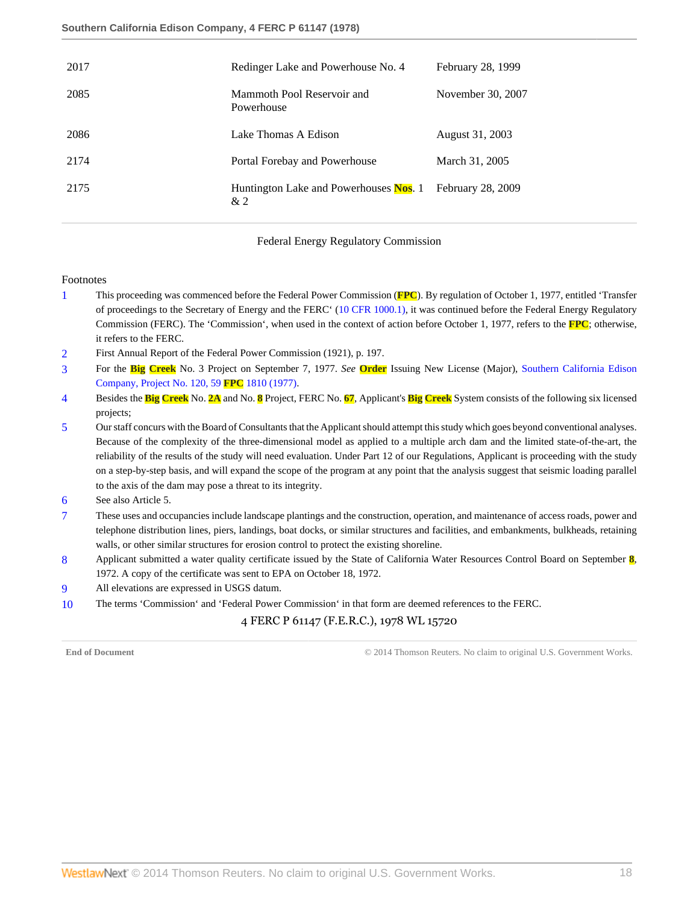| | | |
|---|---|---|
| 2017 | Redinger Lake and Powerhouse No. 4 | February 28, 1999 |
| 2085 | Mammoth Pool Reservoir and Powerhouse | November 30, 2007 |
| 2086 | Lake Thomas A Edison | August 31, 2003 |
| 2174 | Portal Forebay and Powerhouse | March 31, 2005 |
| 2175 | Huntington Lake and Powerhouses Nos. 1 & 2 | February 28, 2009 |

Federal Energy Regulatory Commission

Footnotes

1 This proceeding was commenced before the Federal Power Commission (FPC). By regulation of October 1, 1977, entitled 'Transfer of proceedings to the Secretary of Energy and the FERC' (10 CFR 1000.1), it was continued before the Federal Energy Regulatory Commission (FERC). The 'Commission', when used in the context of action before October 1, 1977, refers to the FPC; otherwise, it refers to the FERC.

2 First Annual Report of the Federal Power Commission (1921), p. 197.

3 For the Big Creek No. 3 Project on September 7, 1977. *See* Order Issuing New License (Major), Southern California Edison Company, Project No. 120, 59 FPC 1810 (1977).

4 Besides the Big Creek No. 2A and No. 8 Project, FERC No. 67, Applicant's Big Creek System consists of the following six licensed projects;

5 Our staff concurs with the Board of Consultants that the Applicant should attempt this study which goes beyond conventional analyses. Because of the complexity of the three-dimensional model as applied to a multiple arch dam and the limited state-of-the-art, the reliability of the results of the study will need evaluation. Under Part 12 of our Regulations, Applicant is proceeding with the study on a step-by-step basis, and will expand the scope of the program at any point that the analysis suggest that seismic loading parallel to the axis of the dam may pose a threat to its integrity.

6 See also Article 5.

7 These uses and occupancies include landscape plantings and the construction, operation, and maintenance of access roads, power and telephone distribution lines, piers, landings, boat docks, or similar structures and facilities, and embankments, bulkheads, retaining walls, or other similar structures for erosion control to protect the existing shoreline.

8 Applicant submitted a water quality certificate issued by the State of California Water Resources Control Board on September 8, 1972. A copy of the certificate was sent to EPA on October 18, 1972.

9 All elevations are expressed in USGS datum.

10 The terms 'Commission' and 'Federal Power Commission' in that form are deemed references to the FERC.

4 FERC P 61147 (F.E.R.C.), 1978 WL 15720

End of Document © 2014 Thomson Reuters. No claim to original U.S. Government Works.